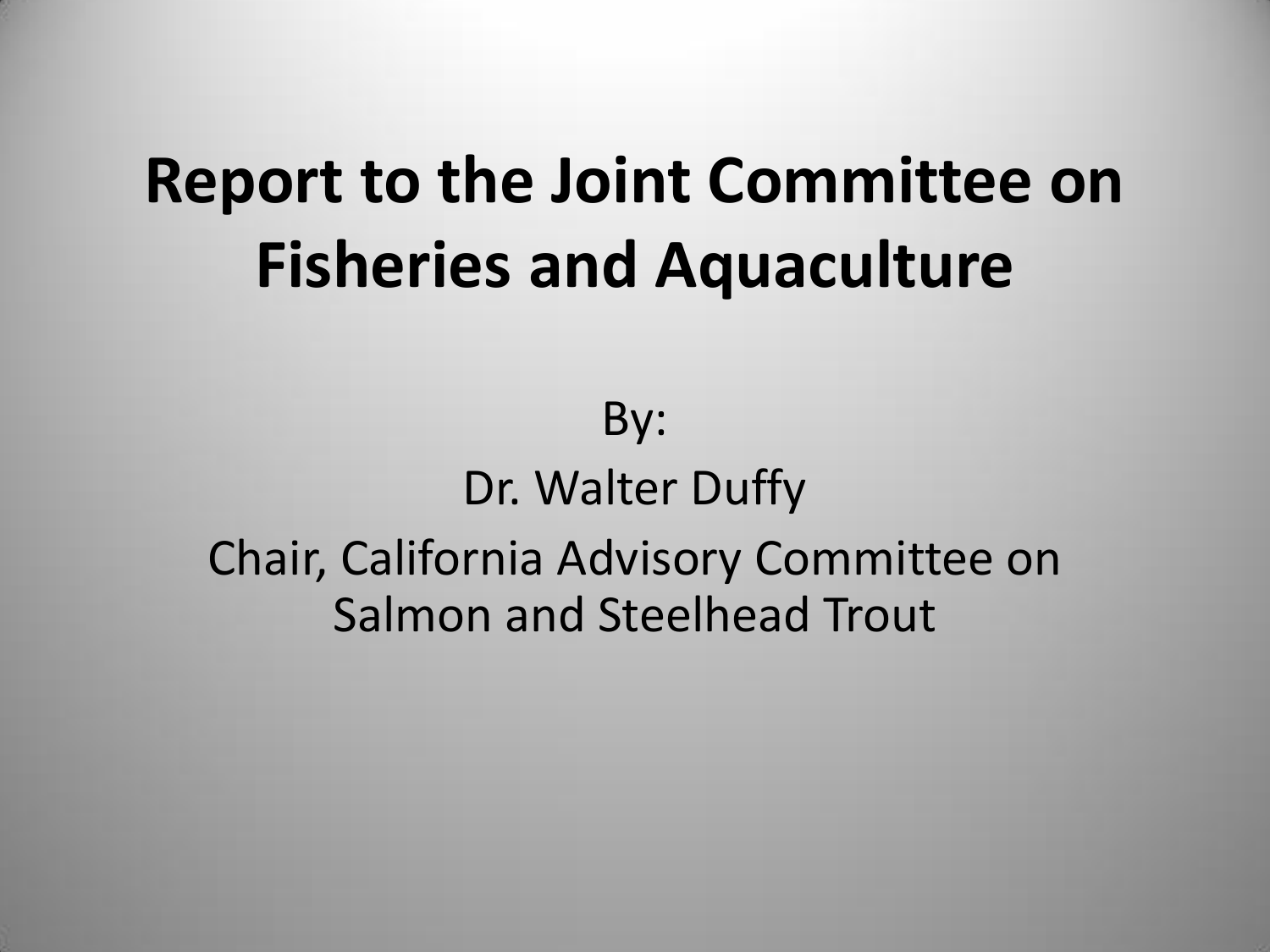# Report to the Joint Committee on Fisheries and Aquaculture

By:

Dr. Walter Duffy

Chair, California Advisory Committee on Salmon and Steelhead Trout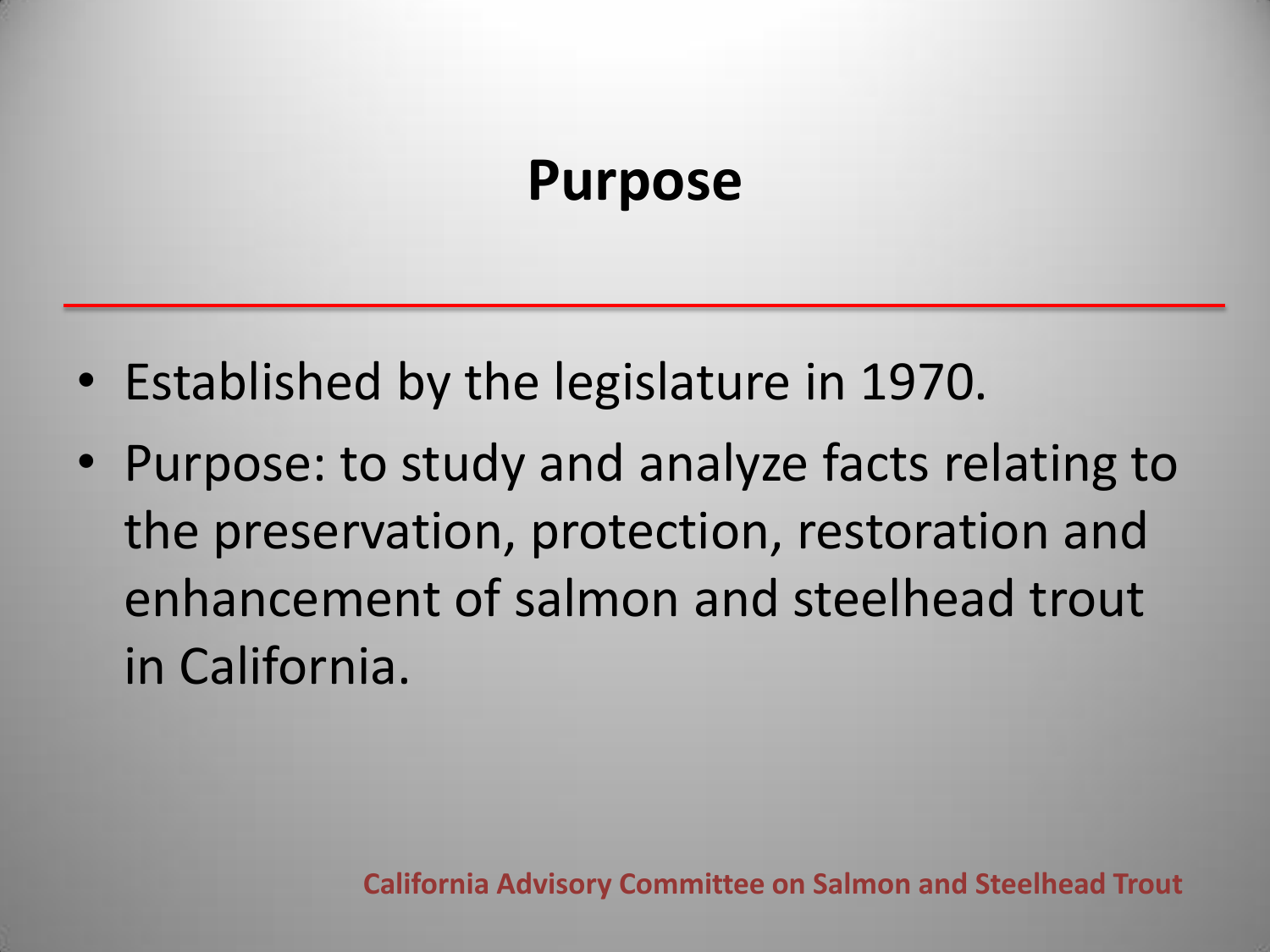# Purpose

- Established by the legislature in 1970.
- Purpose: to study and analyze facts relating to the preservation, protection, restoration and enhancement of salmon and steelhead trout in California.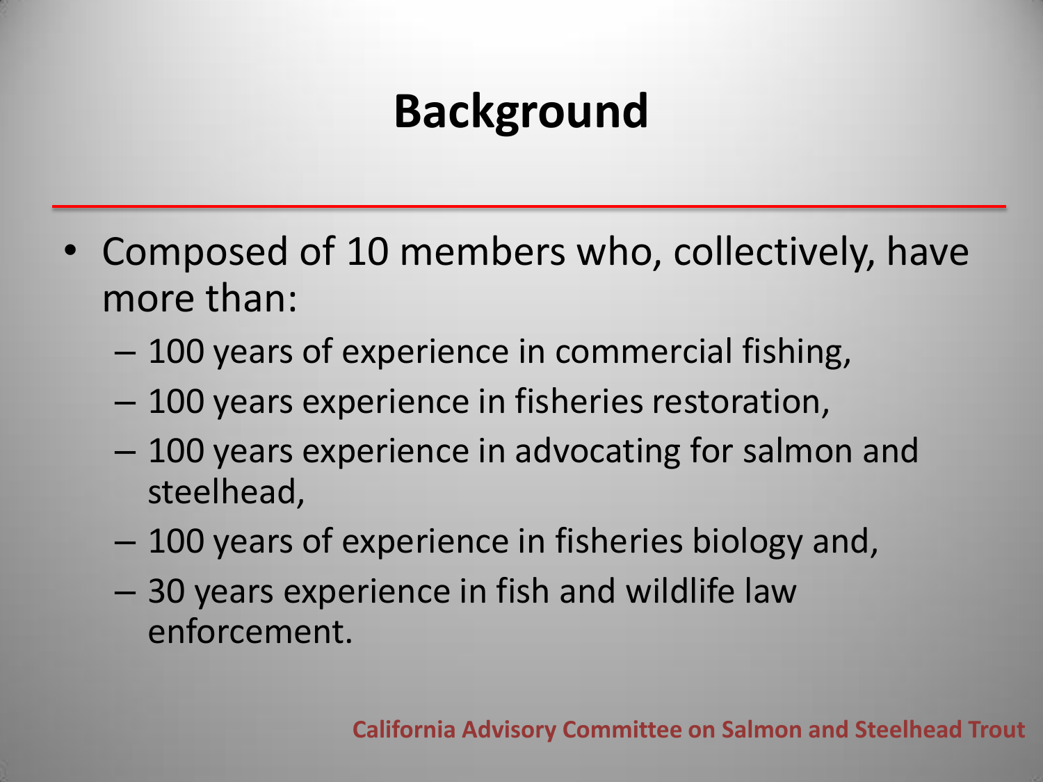# Background

- Composed of 10 members who, collectively, have more than:
  - 100 years of experience in commercial fishing,
  - 100 years experience in fisheries restoration,
  - 100 years experience in advocating for salmon and steelhead,
  - 100 years of experience in fisheries biology and,
  - 30 years experience in fish and wildlife law enforcement.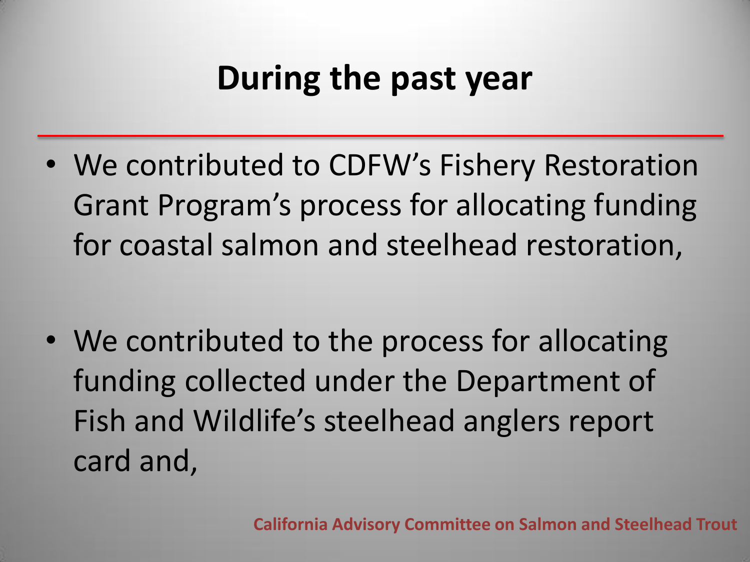# During the past year

- We contributed to CDFW's Fishery Restoration Grant Program's process for allocating funding for coastal salmon and steelhead restoration,

- We contributed to the process for allocating funding collected under the Department of Fish and Wildlife's steelhead anglers report card and,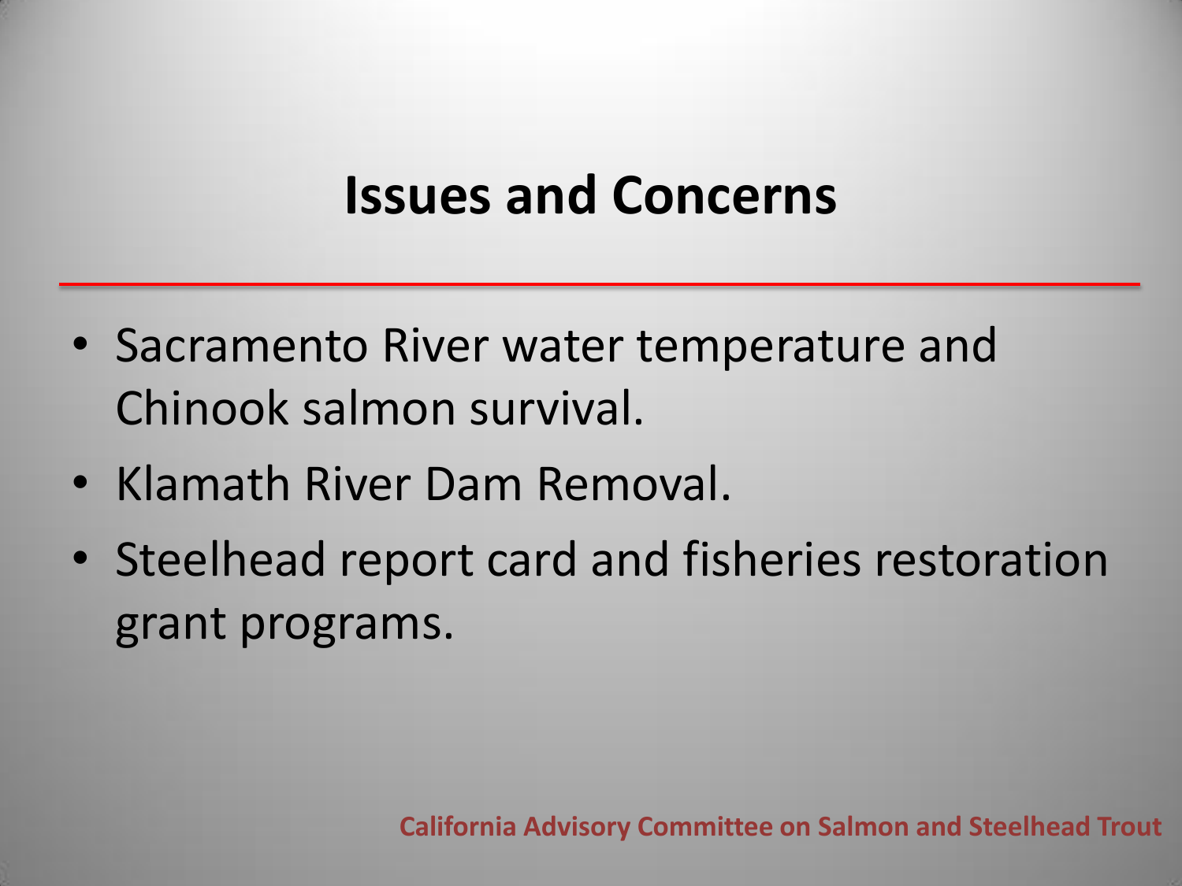# Issues and Concerns

- Sacramento River water temperature and Chinook salmon survival.
- Klamath River Dam Removal.
- Steelhead report card and fisheries restoration grant programs.

**California Advisory Committee on Salmon and Steelhead Trout**